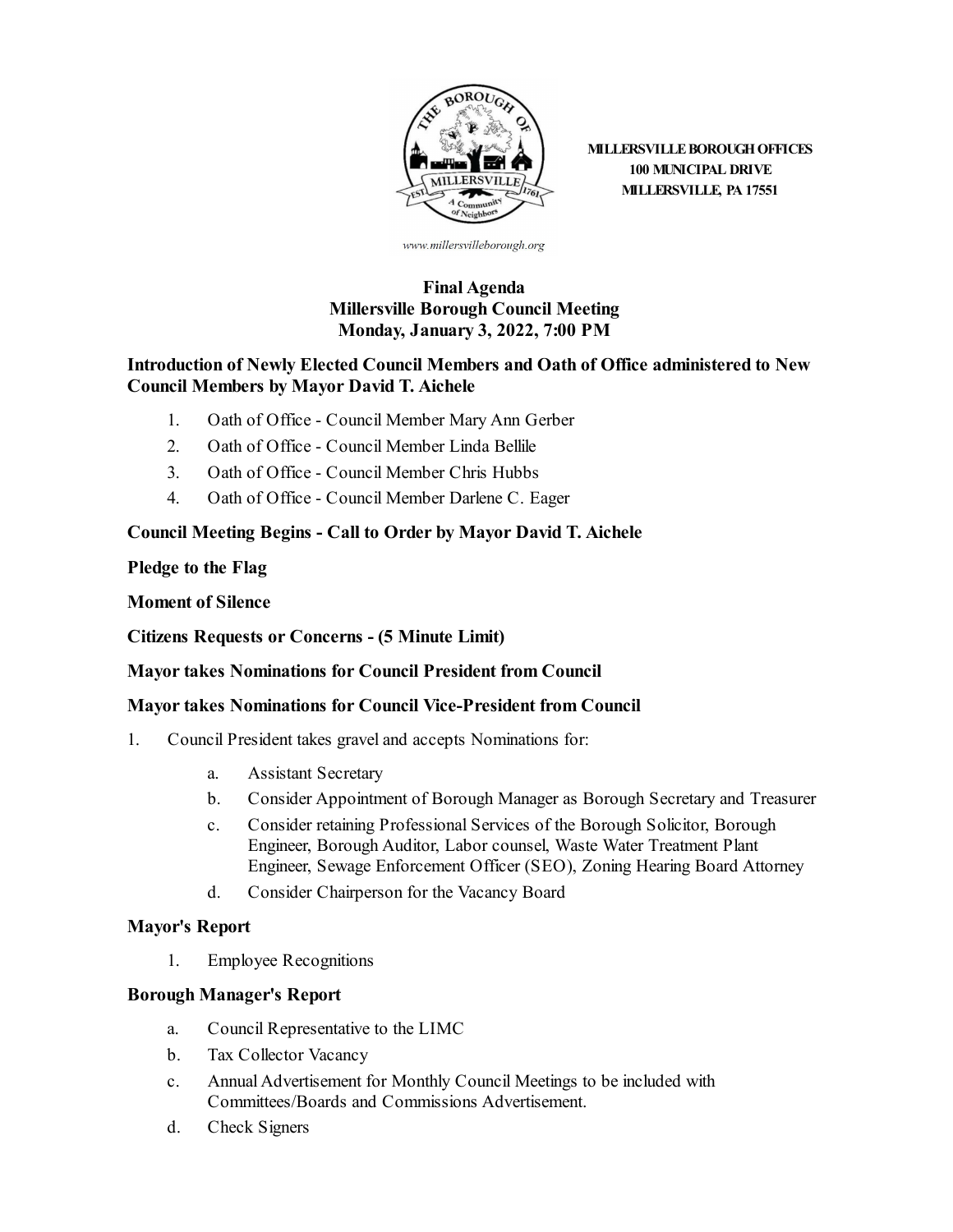MILLERSVILLE BOROUGH OFFICES
100 MUNICIPAL DRIVE
MILLERSVILLE, PA 17551

www.millersvilleborough.org

# Final Agenda
# Millersville Borough Council Meeting
# Monday, January 3, 2022, 7:00 PM

**Introduction of Newly Elected Council Members and Oath of Office administered to New Council Members by Mayor David T. Aichele**

1. Oath of Office - Council Member Mary Ann Gerber
2. Oath of Office - Council Member Linda Bellile
3. Oath of Office - Council Member Chris Hubbs
4. Oath of Office - Council Member Darlene C. Eager

**Council Meeting Begins - Call to Order by Mayor David T. Aichele**

**Pledge to the Flag**

**Moment of Silence**

**Citizens Requests or Concerns - (5 Minute Limit)**

**Mayor takes Nominations for Council President from Council**

**Mayor takes Nominations for Council Vice-President from Council**

1. Council President takes gravel and accepts Nominations for:
   a. Assistant Secretary
   b. Consider Appointment of Borough Manager as Borough Secretary and Treasurer
   c. Consider retaining Professional Services of the Borough Solicitor, Borough Engineer, Borough Auditor, Labor counsel, Waste Water Treatment Plant Engineer, Sewage Enforcement Officer (SEO), Zoning Hearing Board Attorney
   d. Consider Chairperson for the Vacancy Board

**Mayor's Report**

1. Employee Recognitions

**Borough Manager's Report**

a. Council Representative to the LIMC
b. Tax Collector Vacancy
c. Annual Advertisement for Monthly Council Meetings to be included with Committees/Boards and Commissions Advertisement.
d. Check Signers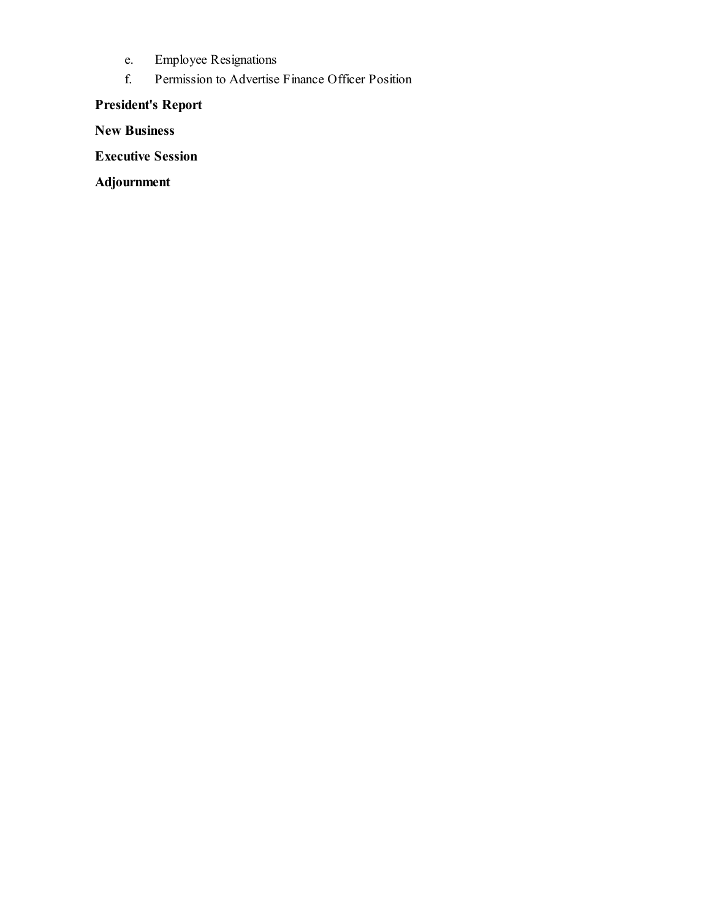e. Employee Resignations
f. Permission to Advertise Finance Officer Position

**President's Report**

**New Business**

**Executive Session**

**Adjournment**